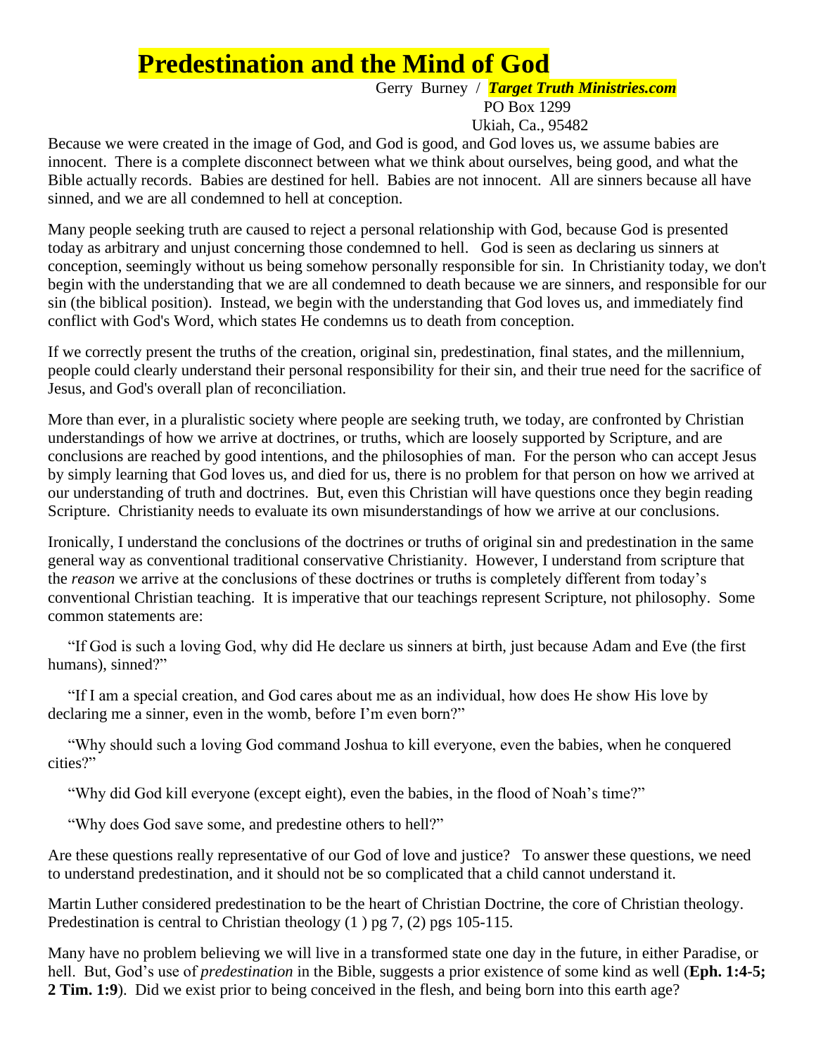# Predestination and the Mind of God

Gerry Burney / ***Target Truth Ministries.com***
PO Box 1299
Ukiah, Ca., 95482

Because we were created in the image of God, and God is good, and God loves us, we assume babies are innocent. There is a complete disconnect between what we think about ourselves, being good, and what the Bible actually records. Babies are destined for hell. Babies are not innocent. All are sinners because all have sinned, and we are all condemned to hell at conception.

Many people seeking truth are caused to reject a personal relationship with God, because God is presented today as arbitrary and unjust concerning those condemned to hell. God is seen as declaring us sinners at conception, seemingly without us being somehow personally responsible for sin. In Christianity today, we don't begin with the understanding that we are all condemned to death because we are sinners, and responsible for our sin (the biblical position). Instead, we begin with the understanding that God loves us, and immediately find conflict with God's Word, which states He condemns us to death from conception.

If we correctly present the truths of the creation, original sin, predestination, final states, and the millennium, people could clearly understand their personal responsibility for their sin, and their true need for the sacrifice of Jesus, and God's overall plan of reconciliation.

More than ever, in a pluralistic society where people are seeking truth, we today, are confronted by Christian understandings of how we arrive at doctrines, or truths, which are loosely supported by Scripture, and are conclusions are reached by good intentions, and the philosophies of man. For the person who can accept Jesus by simply learning that God loves us, and died for us, there is no problem for that person on how we arrived at our understanding of truth and doctrines. But, even this Christian will have questions once they begin reading Scripture. Christianity needs to evaluate its own misunderstandings of how we arrive at our conclusions.

Ironically, I understand the conclusions of the doctrines or truths of original sin and predestination in the same general way as conventional traditional conservative Christianity. However, I understand from scripture that the *reason* we arrive at the conclusions of these doctrines or truths is completely different from today's conventional Christian teaching. It is imperative that our teachings represent Scripture, not philosophy. Some common statements are:

"If God is such a loving God, why did He declare us sinners at birth, just because Adam and Eve (the first humans), sinned?"

"If I am a special creation, and God cares about me as an individual, how does He show His love by declaring me a sinner, even in the womb, before I'm even born?"

"Why should such a loving God command Joshua to kill everyone, even the babies, when he conquered cities?"

"Why did God kill everyone (except eight), even the babies, in the flood of Noah's time?"

"Why does God save some, and predestine others to hell?"

Are these questions really representative of our God of love and justice? To answer these questions, we need to understand predestination, and it should not be so complicated that a child cannot understand it.

Martin Luther considered predestination to be the heart of Christian Doctrine, the core of Christian theology. Predestination is central to Christian theology (1 ) pg 7, (2) pgs 105-115.

Many have no problem believing we will live in a transformed state one day in the future, in either Paradise, or hell. But, God's use of *predestination* in the Bible, suggests a prior existence of some kind as well (**Eph. 1:4-5; 2 Tim. 1:9**). Did we exist prior to being conceived in the flesh, and being born into this earth age?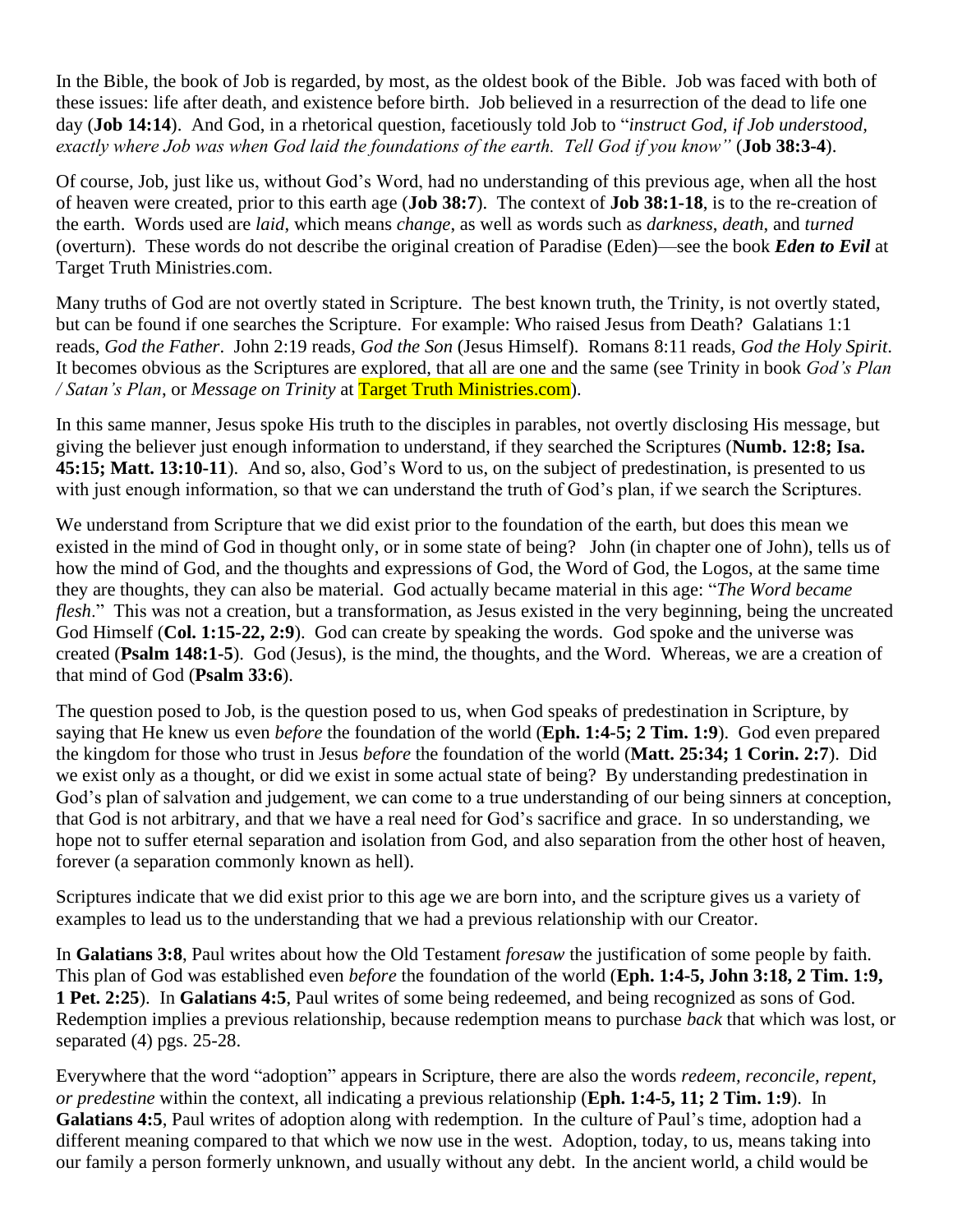In the Bible, the book of Job is regarded, by most, as the oldest book of the Bible. Job was faced with both of these issues: life after death, and existence before birth. Job believed in a resurrection of the dead to life one day (**Job 14:14**). And God, in a rhetorical question, facetiously told Job to "*instruct God, if Job understood, exactly where Job was when God laid the foundations of the earth. Tell God if you know"* (**Job 38:3-4**).

Of course, Job, just like us, without God's Word, had no understanding of this previous age, when all the host of heaven were created, prior to this earth age (**Job 38:7**). The context of **Job 38:1-18**, is to the re-creation of the earth. Words used are *laid*, which means *change*, as well as words such as *darkness*, *death*, and *turned* (overturn). These words do not describe the original creation of Paradise (Eden)—see the book ***Eden to Evil*** at Target Truth Ministries.com.

Many truths of God are not overtly stated in Scripture. The best known truth, the Trinity, is not overtly stated, but can be found if one searches the Scripture. For example: Who raised Jesus from Death? Galatians 1:1 reads, *God the Father*. John 2:19 reads, *God the Son* (Jesus Himself). Romans 8:11 reads, *God the Holy Spirit*. It becomes obvious as the Scriptures are explored, that all are one and the same (see Trinity in book *God's Plan / Satan's Plan*, or *Message on Trinity* at Target Truth Ministries.com).

In this same manner, Jesus spoke His truth to the disciples in parables, not overtly disclosing His message, but giving the believer just enough information to understand, if they searched the Scriptures (**Numb. 12:8; Isa. 45:15; Matt. 13:10-11**). And so, also, God's Word to us, on the subject of predestination, is presented to us with just enough information, so that we can understand the truth of God's plan, if we search the Scriptures.

We understand from Scripture that we did exist prior to the foundation of the earth, but does this mean we existed in the mind of God in thought only, or in some state of being? John (in chapter one of John), tells us of how the mind of God, and the thoughts and expressions of God, the Word of God, the Logos, at the same time they are thoughts, they can also be material. God actually became material in this age: "*The Word became flesh*." This was not a creation, but a transformation, as Jesus existed in the very beginning, being the uncreated God Himself (**Col. 1:15-22, 2:9**). God can create by speaking the words. God spoke and the universe was created (**Psalm 148:1-5**). God (Jesus), is the mind, the thoughts, and the Word. Whereas, we are a creation of that mind of God (**Psalm 33:6**).

The question posed to Job, is the question posed to us, when God speaks of predestination in Scripture, by saying that He knew us even *before* the foundation of the world (**Eph. 1:4-5; 2 Tim. 1:9**). God even prepared the kingdom for those who trust in Jesus *before* the foundation of the world (**Matt. 25:34; 1 Corin. 2:7**). Did we exist only as a thought, or did we exist in some actual state of being? By understanding predestination in God's plan of salvation and judgement, we can come to a true understanding of our being sinners at conception, that God is not arbitrary, and that we have a real need for God's sacrifice and grace. In so understanding, we hope not to suffer eternal separation and isolation from God, and also separation from the other host of heaven, forever (a separation commonly known as hell).

Scriptures indicate that we did exist prior to this age we are born into, and the scripture gives us a variety of examples to lead us to the understanding that we had a previous relationship with our Creator.

In **Galatians 3:8**, Paul writes about how the Old Testament *foresaw* the justification of some people by faith. This plan of God was established even *before* the foundation of the world (**Eph. 1:4-5, John 3:18, 2 Tim. 1:9, 1 Pet. 2:25**). In **Galatians 4:5**, Paul writes of some being redeemed, and being recognized as sons of God. Redemption implies a previous relationship, because redemption means to purchase *back* that which was lost, or separated (4) pgs. 25-28.

Everywhere that the word "adoption" appears in Scripture, there are also the words *redeem, reconcile, repent, or predestine* within the context, all indicating a previous relationship (**Eph. 1:4-5, 11; 2 Tim. 1:9**). In **Galatians 4:5**, Paul writes of adoption along with redemption. In the culture of Paul's time, adoption had a different meaning compared to that which we now use in the west. Adoption, today, to us, means taking into our family a person formerly unknown, and usually without any debt. In the ancient world, a child would be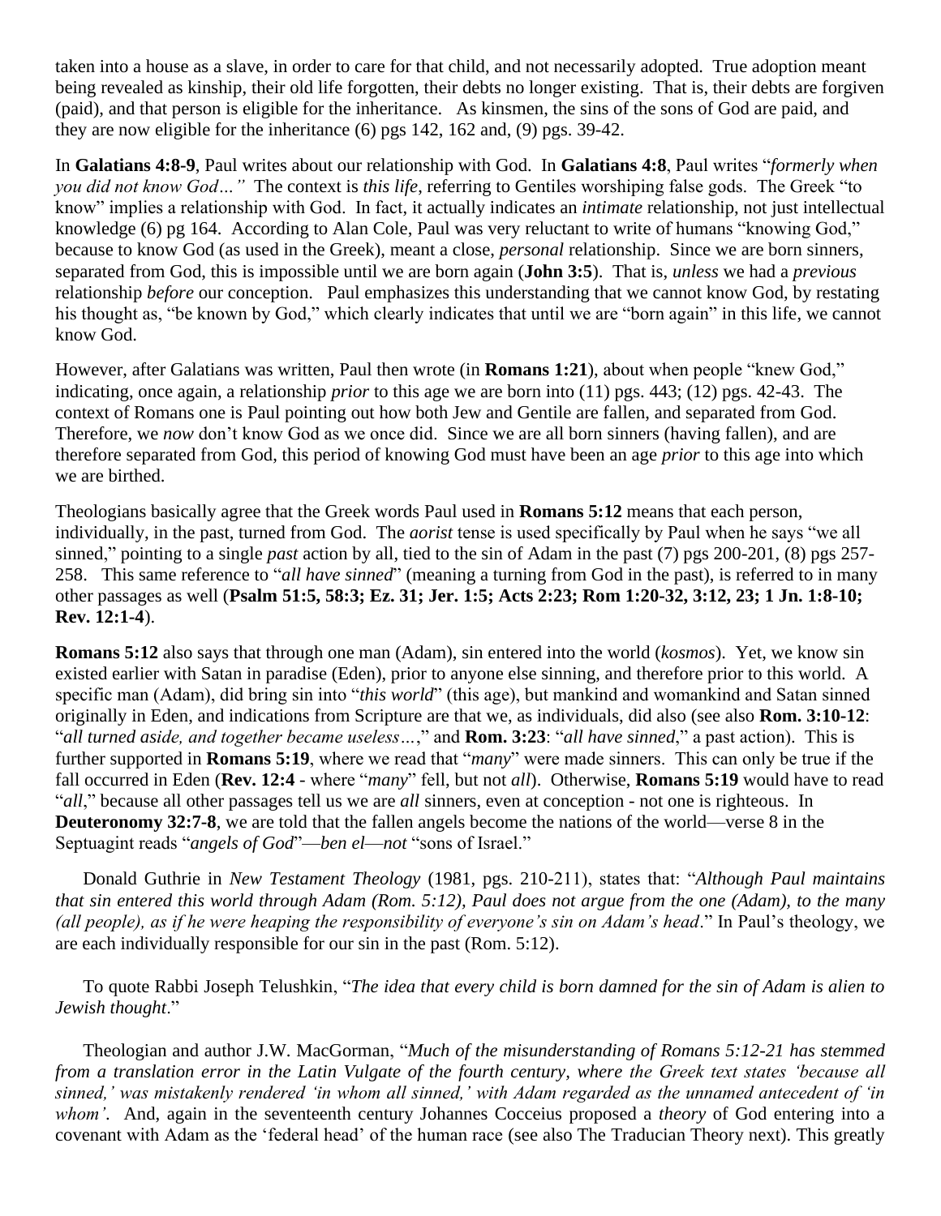taken into a house as a slave, in order to care for that child, and not necessarily adopted. True adoption meant being revealed as kinship, their old life forgotten, their debts no longer existing. That is, their debts are forgiven (paid), and that person is eligible for the inheritance. As kinsmen, the sins of the sons of God are paid, and they are now eligible for the inheritance (6) pgs 142, 162 and, (9) pgs. 39-42.

In **Galatians 4:8-9**, Paul writes about our relationship with God. In **Galatians 4:8**, Paul writes "*formerly when you did not know God…"* The context is *this life*, referring to Gentiles worshiping false gods. The Greek "to know" implies a relationship with God. In fact, it actually indicates an *intimate* relationship, not just intellectual knowledge (6) pg 164. According to Alan Cole, Paul was very reluctant to write of humans "knowing God," because to know God (as used in the Greek), meant a close, *personal* relationship. Since we are born sinners, separated from God, this is impossible until we are born again (**John 3:5**). That is, *unless* we had a *previous* relationship *before* our conception. Paul emphasizes this understanding that we cannot know God, by restating his thought as, "be known by God," which clearly indicates that until we are "born again" in this life, we cannot know God.

However, after Galatians was written, Paul then wrote (in **Romans 1:21**), about when people "knew God," indicating, once again, a relationship *prior* to this age we are born into (11) pgs. 443; (12) pgs. 42-43. The context of Romans one is Paul pointing out how both Jew and Gentile are fallen, and separated from God. Therefore, we *now* don't know God as we once did. Since we are all born sinners (having fallen), and are therefore separated from God, this period of knowing God must have been an age *prior* to this age into which we are birthed.

Theologians basically agree that the Greek words Paul used in **Romans 5:12** means that each person, individually, in the past, turned from God. The *aorist* tense is used specifically by Paul when he says "we all sinned," pointing to a single *past* action by all, tied to the sin of Adam in the past (7) pgs 200-201, (8) pgs 257-258. This same reference to "*all have sinned*" (meaning a turning from God in the past), is referred to in many other passages as well (**Psalm 51:5, 58:3; Ez. 31; Jer. 1:5; Acts 2:23; Rom 1:20-32, 3:12, 23; 1 Jn. 1:8-10; Rev. 12:1-4**).

**Romans 5:12** also says that through one man (Adam), sin entered into the world (*kosmos*). Yet, we know sin existed earlier with Satan in paradise (Eden), prior to anyone else sinning, and therefore prior to this world. A specific man (Adam), did bring sin into "*this world*" (this age), but mankind and womankind and Satan sinned originally in Eden, and indications from Scripture are that we, as individuals, did also (see also **Rom. 3:10-12**: "*all turned aside, and together became useless…*," and **Rom. 3:23**: "*all have sinned*," a past action). This is further supported in **Romans 5:19**, where we read that "*many*" were made sinners. This can only be true if the fall occurred in Eden (**Rev. 12:4** - where "*many*" fell, but not *all*). Otherwise, **Romans 5:19** would have to read "*all*," because all other passages tell us we are *all* sinners, even at conception - not one is righteous. In **Deuteronomy 32:7-8**, we are told that the fallen angels become the nations of the world—verse 8 in the Septuagint reads "*angels of God*"—*ben el*—*not* "sons of Israel."

Donald Guthrie in *New Testament Theology* (1981, pgs. 210-211), states that: "*Although Paul maintains that sin entered this world through Adam (Rom. 5:12), Paul does not argue from the one (Adam), to the many (all people), as if he were heaping the responsibility of everyone's sin on Adam's head*." In Paul's theology, we are each individually responsible for our sin in the past (Rom. 5:12).

To quote Rabbi Joseph Telushkin, "*The idea that every child is born damned for the sin of Adam is alien to Jewish thought*."

Theologian and author J.W. MacGorman, "*Much of the misunderstanding of Romans 5:12-21 has stemmed from a translation error in the Latin Vulgate of the fourth century, where the Greek text states 'because all sinned,' was mistakenly rendered 'in whom all sinned,' with Adam regarded as the unnamed antecedent of 'in whom'*. And, again in the seventeenth century Johannes Cocceius proposed a *theory* of God entering into a covenant with Adam as the 'federal head' of the human race (see also The Traducian Theory next). This greatly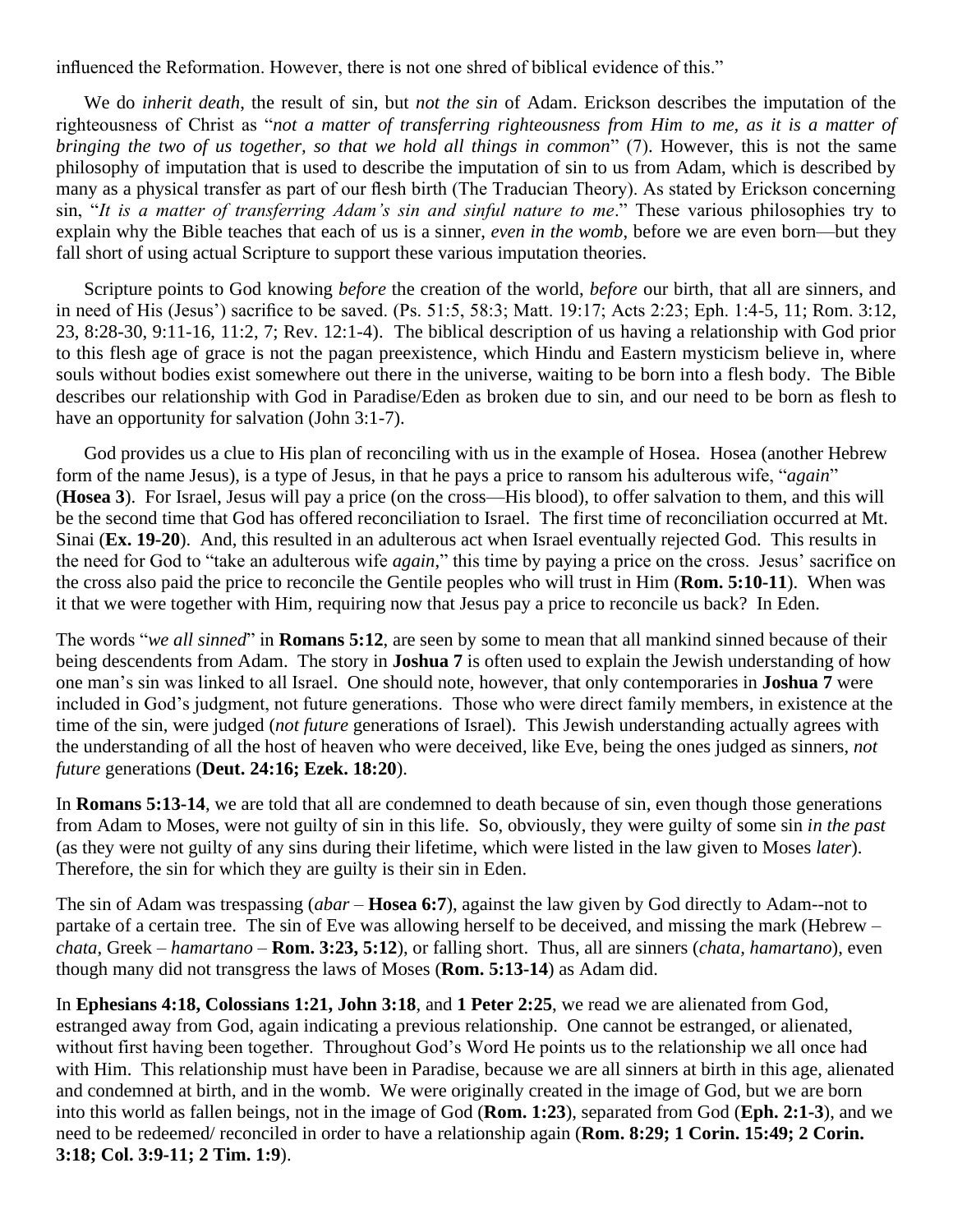influenced the Reformation. However, there is not one shred of biblical evidence of this."

We do *inherit death*, the result of sin, but *not the sin* of Adam. Erickson describes the imputation of the righteousness of Christ as "*not a matter of transferring righteousness from Him to me, as it is a matter of bringing the two of us together, so that we hold all things in common*" (7). However, this is not the same philosophy of imputation that is used to describe the imputation of sin to us from Adam, which is described by many as a physical transfer as part of our flesh birth (The Traducian Theory). As stated by Erickson concerning sin, "*It is a matter of transferring Adam's sin and sinful nature to me*." These various philosophies try to explain why the Bible teaches that each of us is a sinner, *even in the womb*, before we are even born—but they fall short of using actual Scripture to support these various imputation theories.

Scripture points to God knowing *before* the creation of the world, *before* our birth, that all are sinners, and in need of His (Jesus') sacrifice to be saved. (Ps. 51:5, 58:3; Matt. 19:17; Acts 2:23; Eph. 1:4-5, 11; Rom. 3:12, 23, 8:28-30, 9:11-16, 11:2, 7; Rev. 12:1-4). The biblical description of us having a relationship with God prior to this flesh age of grace is not the pagan preexistence, which Hindu and Eastern mysticism believe in, where souls without bodies exist somewhere out there in the universe, waiting to be born into a flesh body. The Bible describes our relationship with God in Paradise/Eden as broken due to sin, and our need to be born as flesh to have an opportunity for salvation (John 3:1-7).

God provides us a clue to His plan of reconciling with us in the example of Hosea. Hosea (another Hebrew form of the name Jesus), is a type of Jesus, in that he pays a price to ransom his adulterous wife, "*again*" (**Hosea 3**). For Israel, Jesus will pay a price (on the cross—His blood), to offer salvation to them, and this will be the second time that God has offered reconciliation to Israel. The first time of reconciliation occurred at Mt. Sinai (**Ex. 19-20**). And, this resulted in an adulterous act when Israel eventually rejected God. This results in the need for God to "take an adulterous wife *again*," this time by paying a price on the cross. Jesus' sacrifice on the cross also paid the price to reconcile the Gentile peoples who will trust in Him (**Rom. 5:10-11**). When was it that we were together with Him, requiring now that Jesus pay a price to reconcile us back? In Eden.

The words "*we all sinned*" in **Romans 5:12**, are seen by some to mean that all mankind sinned because of their being descendents from Adam. The story in **Joshua 7** is often used to explain the Jewish understanding of how one man's sin was linked to all Israel. One should note, however, that only contemporaries in **Joshua 7** were included in God's judgment, not future generations. Those who were direct family members, in existence at the time of the sin, were judged (*not future* generations of Israel). This Jewish understanding actually agrees with the understanding of all the host of heaven who were deceived, like Eve, being the ones judged as sinners, *not future* generations (**Deut. 24:16; Ezek. 18:20**).

In **Romans 5:13-14**, we are told that all are condemned to death because of sin, even though those generations from Adam to Moses, were not guilty of sin in this life. So, obviously, they were guilty of some sin *in the past* (as they were not guilty of any sins during their lifetime, which were listed in the law given to Moses *later*). Therefore, the sin for which they are guilty is their sin in Eden.

The sin of Adam was trespassing (*abar* – **Hosea 6:7**), against the law given by God directly to Adam--not to partake of a certain tree. The sin of Eve was allowing herself to be deceived, and missing the mark (Hebrew – *chata*, Greek – *hamartano* – **Rom. 3:23, 5:12**), or falling short. Thus, all are sinners (*chata, hamartano*), even though many did not transgress the laws of Moses (**Rom. 5:13-14**) as Adam did.

In **Ephesians 4:18, Colossians 1:21, John 3:18**, and **1 Peter 2:25**, we read we are alienated from God, estranged away from God, again indicating a previous relationship. One cannot be estranged, or alienated, without first having been together. Throughout God's Word He points us to the relationship we all once had with Him. This relationship must have been in Paradise, because we are all sinners at birth in this age, alienated and condemned at birth, and in the womb. We were originally created in the image of God, but we are born into this world as fallen beings, not in the image of God (**Rom. 1:23**), separated from God (**Eph. 2:1-3**), and we need to be redeemed/ reconciled in order to have a relationship again (**Rom. 8:29; 1 Corin. 15:49; 2 Corin. 3:18; Col. 3:9-11; 2 Tim. 1:9**).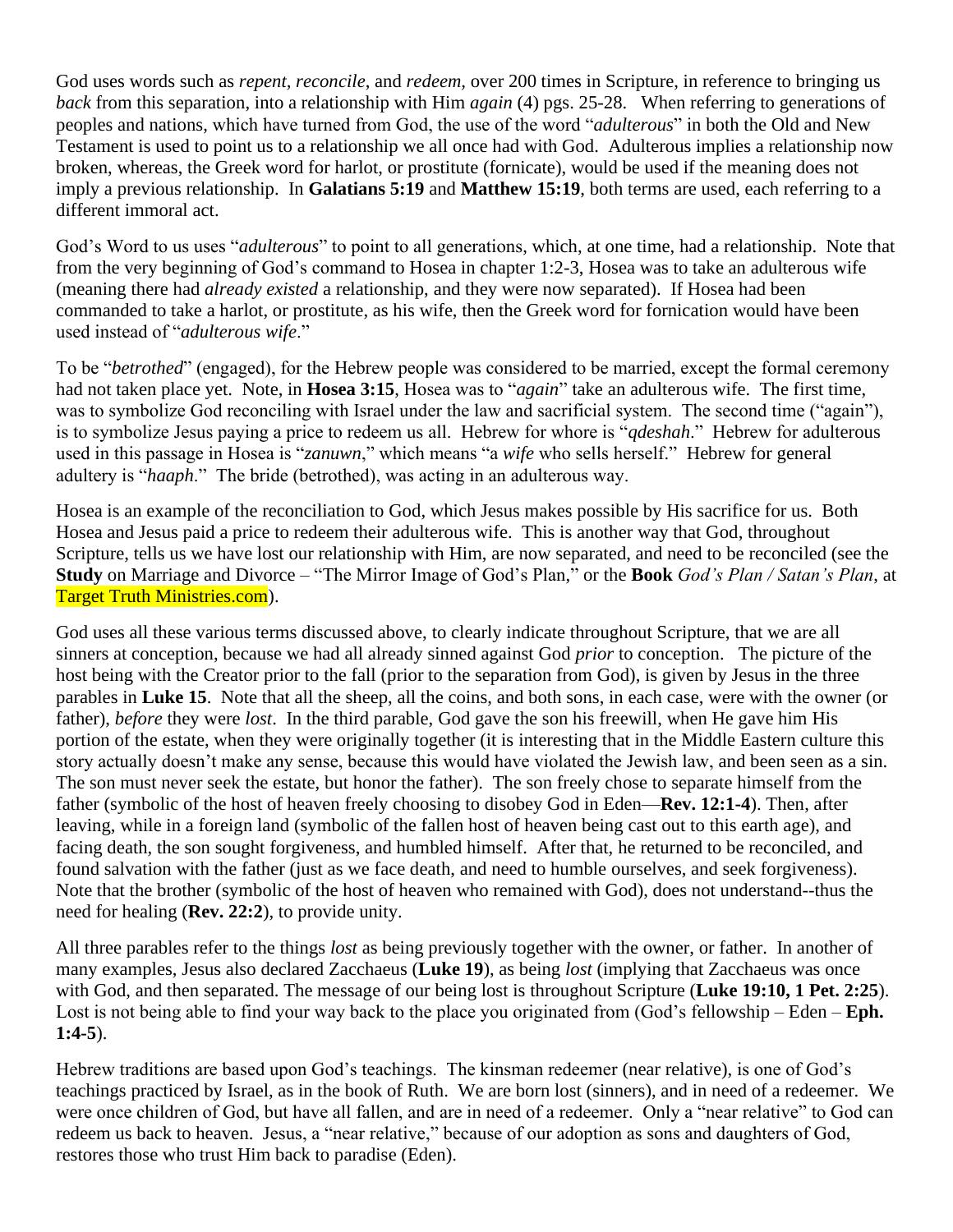God uses words such as *repent, reconcile*, and *redeem,* over 200 times in Scripture, in reference to bringing us *back* from this separation, into a relationship with Him *again* (4) pgs. 25-28. When referring to generations of peoples and nations, which have turned from God, the use of the word "*adulterous*" in both the Old and New Testament is used to point us to a relationship we all once had with God. Adulterous implies a relationship now broken, whereas, the Greek word for harlot, or prostitute (fornicate), would be used if the meaning does not imply a previous relationship. In **Galatians 5:19** and **Matthew 15:19**, both terms are used, each referring to a different immoral act.

God's Word to us uses "*adulterous*" to point to all generations, which, at one time, had a relationship. Note that from the very beginning of God's command to Hosea in chapter 1:2-3, Hosea was to take an adulterous wife (meaning there had *already existed* a relationship, and they were now separated). If Hosea had been commanded to take a harlot, or prostitute, as his wife, then the Greek word for fornication would have been used instead of "*adulterous wife*."

To be "*betrothed*" (engaged), for the Hebrew people was considered to be married, except the formal ceremony had not taken place yet. Note, in **Hosea 3:15**, Hosea was to "*again*" take an adulterous wife. The first time, was to symbolize God reconciling with Israel under the law and sacrificial system. The second time ("again"), is to symbolize Jesus paying a price to redeem us all. Hebrew for whore is "*qdeshah*." Hebrew for adulterous used in this passage in Hosea is "*zanuwn*," which means "a *wife* who sells herself." Hebrew for general adultery is "*haaph*." The bride (betrothed), was acting in an adulterous way.

Hosea is an example of the reconciliation to God, which Jesus makes possible by His sacrifice for us. Both Hosea and Jesus paid a price to redeem their adulterous wife. This is another way that God, throughout Scripture, tells us we have lost our relationship with Him, are now separated, and need to be reconciled (see the **Study** on Marriage and Divorce – "The Mirror Image of God's Plan," or the **Book** *God's Plan / Satan's Plan*, at Target Truth Ministries.com).

God uses all these various terms discussed above, to clearly indicate throughout Scripture, that we are all sinners at conception, because we had all already sinned against God *prior* to conception. The picture of the host being with the Creator prior to the fall (prior to the separation from God), is given by Jesus in the three parables in **Luke 15**. Note that all the sheep, all the coins, and both sons, in each case, were with the owner (or father), *before* they were *lost*. In the third parable, God gave the son his freewill, when He gave him His portion of the estate, when they were originally together (it is interesting that in the Middle Eastern culture this story actually doesn't make any sense, because this would have violated the Jewish law, and been seen as a sin. The son must never seek the estate, but honor the father). The son freely chose to separate himself from the father (symbolic of the host of heaven freely choosing to disobey God in Eden—**Rev. 12:1-4**). Then, after leaving, while in a foreign land (symbolic of the fallen host of heaven being cast out to this earth age), and facing death, the son sought forgiveness, and humbled himself. After that, he returned to be reconciled, and found salvation with the father (just as we face death, and need to humble ourselves, and seek forgiveness). Note that the brother (symbolic of the host of heaven who remained with God), does not understand--thus the need for healing (**Rev. 22:2**), to provide unity.

All three parables refer to the things *lost* as being previously together with the owner, or father. In another of many examples, Jesus also declared Zacchaeus (**Luke 19**), as being *lost* (implying that Zacchaeus was once with God, and then separated. The message of our being lost is throughout Scripture (**Luke 19:10, 1 Pet. 2:25**). Lost is not being able to find your way back to the place you originated from (God's fellowship – Eden – **Eph. 1:4-5**).

Hebrew traditions are based upon God's teachings. The kinsman redeemer (near relative), is one of God's teachings practiced by Israel, as in the book of Ruth. We are born lost (sinners), and in need of a redeemer. We were once children of God, but have all fallen, and are in need of a redeemer. Only a "near relative" to God can redeem us back to heaven. Jesus, a "near relative," because of our adoption as sons and daughters of God, restores those who trust Him back to paradise (Eden).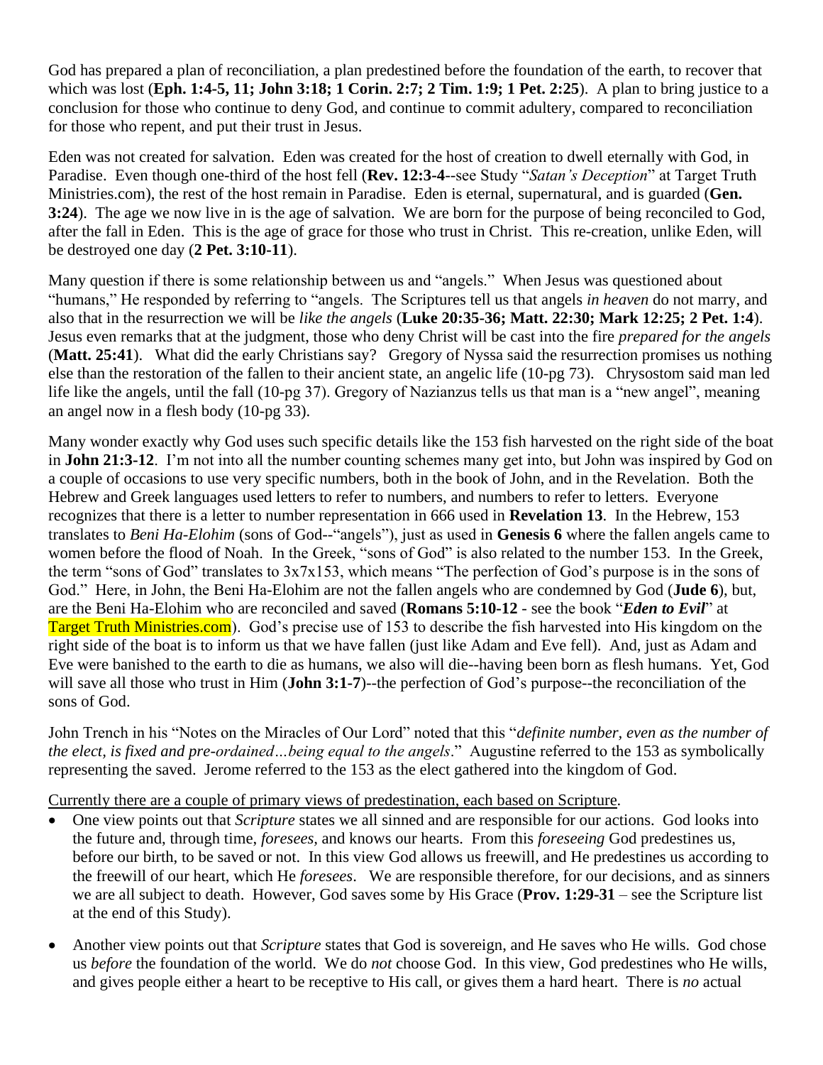God has prepared a plan of reconciliation, a plan predestined before the foundation of the earth, to recover that which was lost (**Eph. 1:4-5, 11; John 3:18; 1 Corin. 2:7; 2 Tim. 1:9; 1 Pet. 2:25**). A plan to bring justice to a conclusion for those who continue to deny God, and continue to commit adultery, compared to reconciliation for those who repent, and put their trust in Jesus.

Eden was not created for salvation. Eden was created for the host of creation to dwell eternally with God, in Paradise. Even though one-third of the host fell (**Rev. 12:3-4**--see Study "*Satan's Deception*" at Target Truth Ministries.com), the rest of the host remain in Paradise. Eden is eternal, supernatural, and is guarded (**Gen. 3:24**). The age we now live in is the age of salvation. We are born for the purpose of being reconciled to God, after the fall in Eden. This is the age of grace for those who trust in Christ. This re-creation, unlike Eden, will be destroyed one day (**2 Pet. 3:10-11**).

Many question if there is some relationship between us and "angels." When Jesus was questioned about "humans," He responded by referring to "angels. The Scriptures tell us that angels *in heaven* do not marry, and also that in the resurrection we will be *like the angels* (**Luke 20:35-36; Matt. 22:30; Mark 12:25; 2 Pet. 1:4**). Jesus even remarks that at the judgment, those who deny Christ will be cast into the fire *prepared for the angels* (**Matt. 25:41**). What did the early Christians say? Gregory of Nyssa said the resurrection promises us nothing else than the restoration of the fallen to their ancient state, an angelic life (10-pg 73). Chrysostom said man led life like the angels, until the fall (10-pg 37). Gregory of Nazianzus tells us that man is a "new angel", meaning an angel now in a flesh body (10-pg 33).

Many wonder exactly why God uses such specific details like the 153 fish harvested on the right side of the boat in **John 21:3-12**. I'm not into all the number counting schemes many get into, but John was inspired by God on a couple of occasions to use very specific numbers, both in the book of John, and in the Revelation. Both the Hebrew and Greek languages used letters to refer to numbers, and numbers to refer to letters. Everyone recognizes that there is a letter to number representation in 666 used in **Revelation 13**. In the Hebrew, 153 translates to *Beni Ha-Elohim* (sons of God--"angels"), just as used in **Genesis 6** where the fallen angels came to women before the flood of Noah. In the Greek, "sons of God" is also related to the number 153. In the Greek, the term "sons of God" translates to 3x7x153, which means "The perfection of God's purpose is in the sons of God." Here, in John, the Beni Ha-Elohim are not the fallen angels who are condemned by God (**Jude 6**), but, are the Beni Ha-Elohim who are reconciled and saved (**Romans 5:10-12** - see the book "***Eden to Evil***" at Target Truth Ministries.com). God's precise use of 153 to describe the fish harvested into His kingdom on the right side of the boat is to inform us that we have fallen (just like Adam and Eve fell). And, just as Adam and Eve were banished to the earth to die as humans, we also will die--having been born as flesh humans. Yet, God will save all those who trust in Him (**John 3:1-7**)--the perfection of God's purpose--the reconciliation of the sons of God.

John Trench in his "Notes on the Miracles of Our Lord" noted that this "*definite number, even as the number of the elect, is fixed and pre-ordained…being equal to the angels*." Augustine referred to the 153 as symbolically representing the saved. Jerome referred to the 153 as the elect gathered into the kingdom of God.

Currently there are a couple of primary views of predestination, each based on Scripture.

- One view points out that *Scripture* states we all sinned and are responsible for our actions. God looks into the future and, through time, *foresees,* and knows our hearts. From this *foreseeing* God predestines us, before our birth, to be saved or not. In this view God allows us freewill, and He predestines us according to the freewill of our heart, which He *foresees*. We are responsible therefore, for our decisions, and as sinners we are all subject to death. However, God saves some by His Grace (**Prov. 1:29-31** – see the Scripture list at the end of this Study).

- Another view points out that *Scripture* states that God is sovereign, and He saves who He wills. God chose us *before* the foundation of the world. We do *not* choose God. In this view, God predestines who He wills, and gives people either a heart to be receptive to His call, or gives them a hard heart. There is *no* actual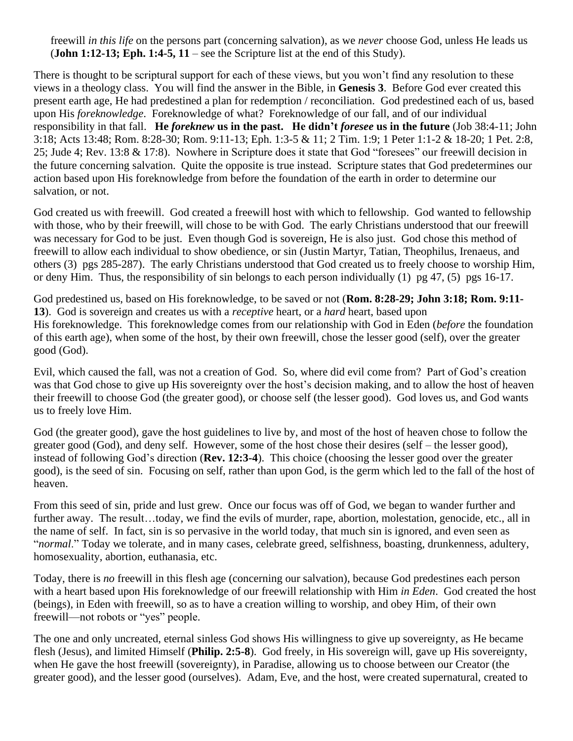freewill *in this life* on the persons part (concerning salvation), as we *never* choose God, unless He leads us (**John 1:12-13; Eph. 1:4-5, 11** – see the Scripture list at the end of this Study).

There is thought to be scriptural support for each of these views, but you won't find any resolution to these views in a theology class. You will find the answer in the Bible, in **Genesis 3**. Before God ever created this present earth age, He had predestined a plan for redemption / reconciliation. God predestined each of us, based upon His *foreknowledge*. Foreknowledge of what? Foreknowledge of our fall, and of our individual responsibility in that fall. **He *foreknew* us in the past. He didn't *foresee* us in the future** (Job 38:4-11; John 3:18; Acts 13:48; Rom. 8:28-30; Rom. 9:11-13; Eph. 1:3-5 & 11; 2 Tim. 1:9; 1 Peter 1:1-2 & 18-20; 1 Pet. 2:8, 25; Jude 4; Rev. 13:8 & 17:8). Nowhere in Scripture does it state that God "foresees" our freewill decision in the future concerning salvation. Quite the opposite is true instead. Scripture states that God predetermines our action based upon His foreknowledge from before the foundation of the earth in order to determine our salvation, or not.

God created us with freewill. God created a freewill host with which to fellowship. God wanted to fellowship with those, who by their freewill, will chose to be with God. The early Christians understood that our freewill was necessary for God to be just. Even though God is sovereign, He is also just. God chose this method of freewill to allow each individual to show obedience, or sin (Justin Martyr, Tatian, Theophilus, Irenaeus, and others (3) pgs 285-287). The early Christians understood that God created us to freely choose to worship Him, or deny Him. Thus, the responsibility of sin belongs to each person individually (1) pg 47, (5) pgs 16-17.

God predestined us, based on His foreknowledge, to be saved or not (**Rom. 8:28-29; John 3:18; Rom. 9:11-13**). God is sovereign and creates us with a *receptive* heart, or a *hard* heart, based upon His foreknowledge. This foreknowledge comes from our relationship with God in Eden (*before* the foundation of this earth age), when some of the host, by their own freewill, chose the lesser good (self), over the greater good (God).

Evil, which caused the fall, was not a creation of God. So, where did evil come from? Part of God's creation was that God chose to give up His sovereignty over the host's decision making, and to allow the host of heaven their freewill to choose God (the greater good), or choose self (the lesser good). God loves us, and God wants us to freely love Him.

God (the greater good), gave the host guidelines to live by, and most of the host of heaven chose to follow the greater good (God), and deny self. However, some of the host chose their desires (self – the lesser good), instead of following God's direction (**Rev. 12:3-4**). This choice (choosing the lesser good over the greater good), is the seed of sin. Focusing on self, rather than upon God, is the germ which led to the fall of the host of heaven.

From this seed of sin, pride and lust grew. Once our focus was off of God, we began to wander further and further away. The result…today, we find the evils of murder, rape, abortion, molestation, genocide, etc., all in the name of self. In fact, sin is so pervasive in the world today, that much sin is ignored, and even seen as "*normal*." Today we tolerate, and in many cases, celebrate greed, selfishness, boasting, drunkenness, adultery, homosexuality, abortion, euthanasia, etc.

Today, there is *no* freewill in this flesh age (concerning our salvation), because God predestines each person with a heart based upon His foreknowledge of our freewill relationship with Him *in Eden*. God created the host (beings), in Eden with freewill, so as to have a creation willing to worship, and obey Him, of their own freewill—not robots or "yes" people.

The one and only uncreated, eternal sinless God shows His willingness to give up sovereignty, as He became flesh (Jesus), and limited Himself (**Philip. 2:5-8**). God freely, in His sovereign will, gave up His sovereignty, when He gave the host freewill (sovereignty), in Paradise, allowing us to choose between our Creator (the greater good), and the lesser good (ourselves). Adam, Eve, and the host, were created supernatural, created to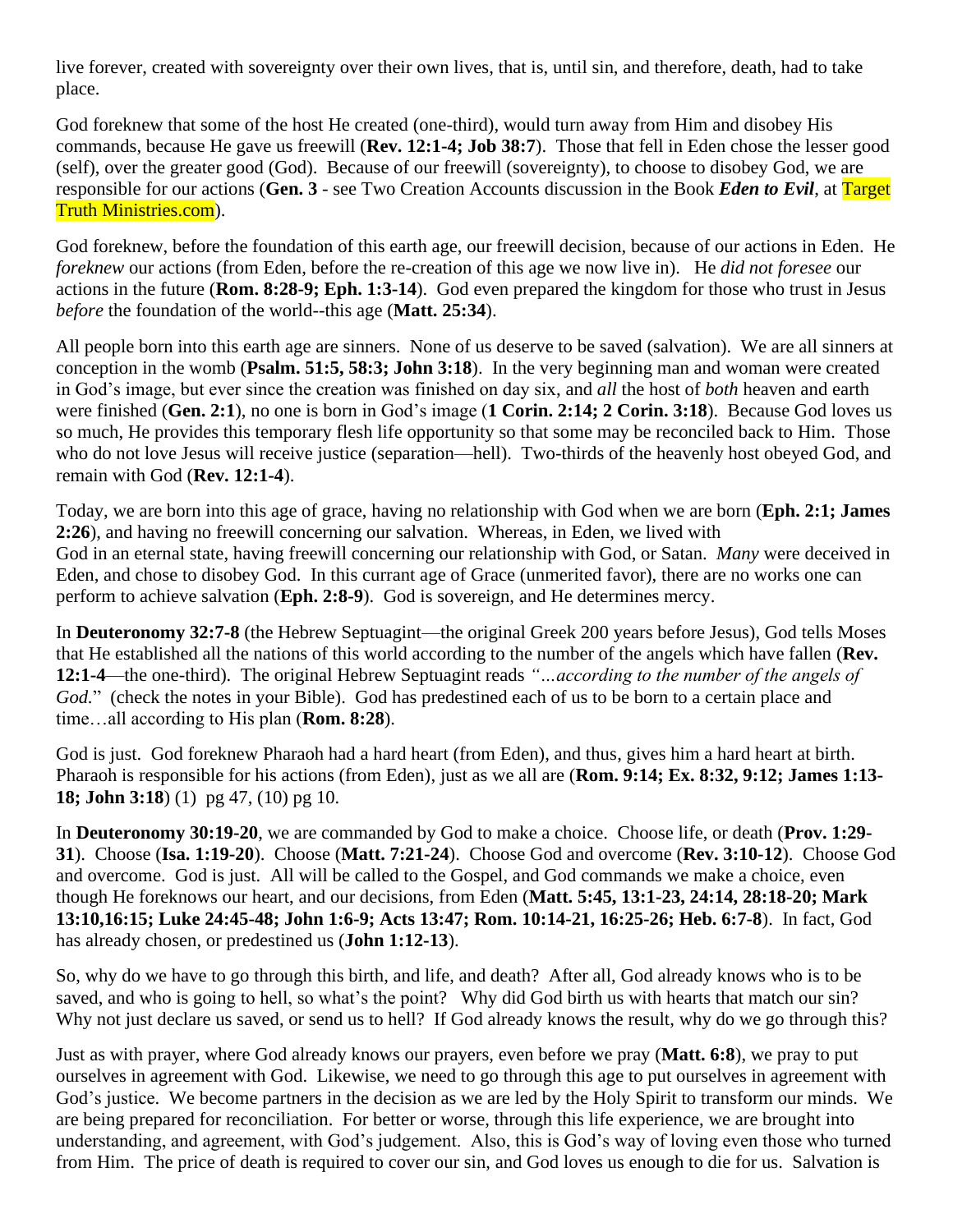live forever, created with sovereignty over their own lives, that is, until sin, and therefore, death, had to take place.

God foreknew that some of the host He created (one-third), would turn away from Him and disobey His commands, because He gave us freewill (**Rev. 12:1-4; Job 38:7**). Those that fell in Eden chose the lesser good (self), over the greater good (God). Because of our freewill (sovereignty), to choose to disobey God, we are responsible for our actions (**Gen. 3** - see Two Creation Accounts discussion in the Book ***Eden to Evil***, at Target Truth Ministries.com).

God foreknew, before the foundation of this earth age, our freewill decision, because of our actions in Eden. He *foreknew* our actions (from Eden, before the re-creation of this age we now live in). He *did not foresee* our actions in the future (**Rom. 8:28-9; Eph. 1:3-14**). God even prepared the kingdom for those who trust in Jesus *before* the foundation of the world--this age (**Matt. 25:34**).

All people born into this earth age are sinners. None of us deserve to be saved (salvation). We are all sinners at conception in the womb (**Psalm. 51:5, 58:3; John 3:18**). In the very beginning man and woman were created in God's image, but ever since the creation was finished on day six, and *all* the host of *both* heaven and earth were finished (**Gen. 2:1**), no one is born in God's image (**1 Corin. 2:14; 2 Corin. 3:18**). Because God loves us so much, He provides this temporary flesh life opportunity so that some may be reconciled back to Him. Those who do not love Jesus will receive justice (separation—hell). Two-thirds of the heavenly host obeyed God, and remain with God (**Rev. 12:1-4**).

Today, we are born into this age of grace, having no relationship with God when we are born (**Eph. 2:1; James 2:26**), and having no freewill concerning our salvation. Whereas, in Eden, we lived with God in an eternal state, having freewill concerning our relationship with God, or Satan. *Many* were deceived in Eden, and chose to disobey God. In this currant age of Grace (unmerited favor), there are no works one can perform to achieve salvation (**Eph. 2:8-9**). God is sovereign, and He determines mercy.

In **Deuteronomy 32:7-8** (the Hebrew Septuagint—the original Greek 200 years before Jesus), God tells Moses that He established all the nations of this world according to the number of the angels which have fallen (**Rev. 12:1-4**—the one-third). The original Hebrew Septuagint reads *"…according to the number of the angels of God.*" (check the notes in your Bible). God has predestined each of us to be born to a certain place and time…all according to His plan (**Rom. 8:28**).

God is just. God foreknew Pharaoh had a hard heart (from Eden), and thus, gives him a hard heart at birth. Pharaoh is responsible for his actions (from Eden), just as we all are (**Rom. 9:14; Ex. 8:32, 9:12; James 1:13-18; John 3:18**) (1) pg 47, (10) pg 10.

In **Deuteronomy 30:19-20**, we are commanded by God to make a choice. Choose life, or death (**Prov. 1:29-31**). Choose (**Isa. 1:19-20**). Choose (**Matt. 7:21-24**). Choose God and overcome (**Rev. 3:10-12**). Choose God and overcome. God is just. All will be called to the Gospel, and God commands we make a choice, even though He foreknows our heart, and our decisions, from Eden (**Matt. 5:45, 13:1-23, 24:14, 28:18-20; Mark 13:10,16:15; Luke 24:45-48; John 1:6-9; Acts 13:47; Rom. 10:14-21, 16:25-26; Heb. 6:7-8**). In fact, God has already chosen, or predestined us (**John 1:12-13**).

So, why do we have to go through this birth, and life, and death? After all, God already knows who is to be saved, and who is going to hell, so what's the point? Why did God birth us with hearts that match our sin? Why not just declare us saved, or send us to hell? If God already knows the result, why do we go through this?

Just as with prayer, where God already knows our prayers, even before we pray (**Matt. 6:8**), we pray to put ourselves in agreement with God. Likewise, we need to go through this age to put ourselves in agreement with God's justice. We become partners in the decision as we are led by the Holy Spirit to transform our minds. We are being prepared for reconciliation. For better or worse, through this life experience, we are brought into understanding, and agreement, with God's judgement. Also, this is God's way of loving even those who turned from Him. The price of death is required to cover our sin, and God loves us enough to die for us. Salvation is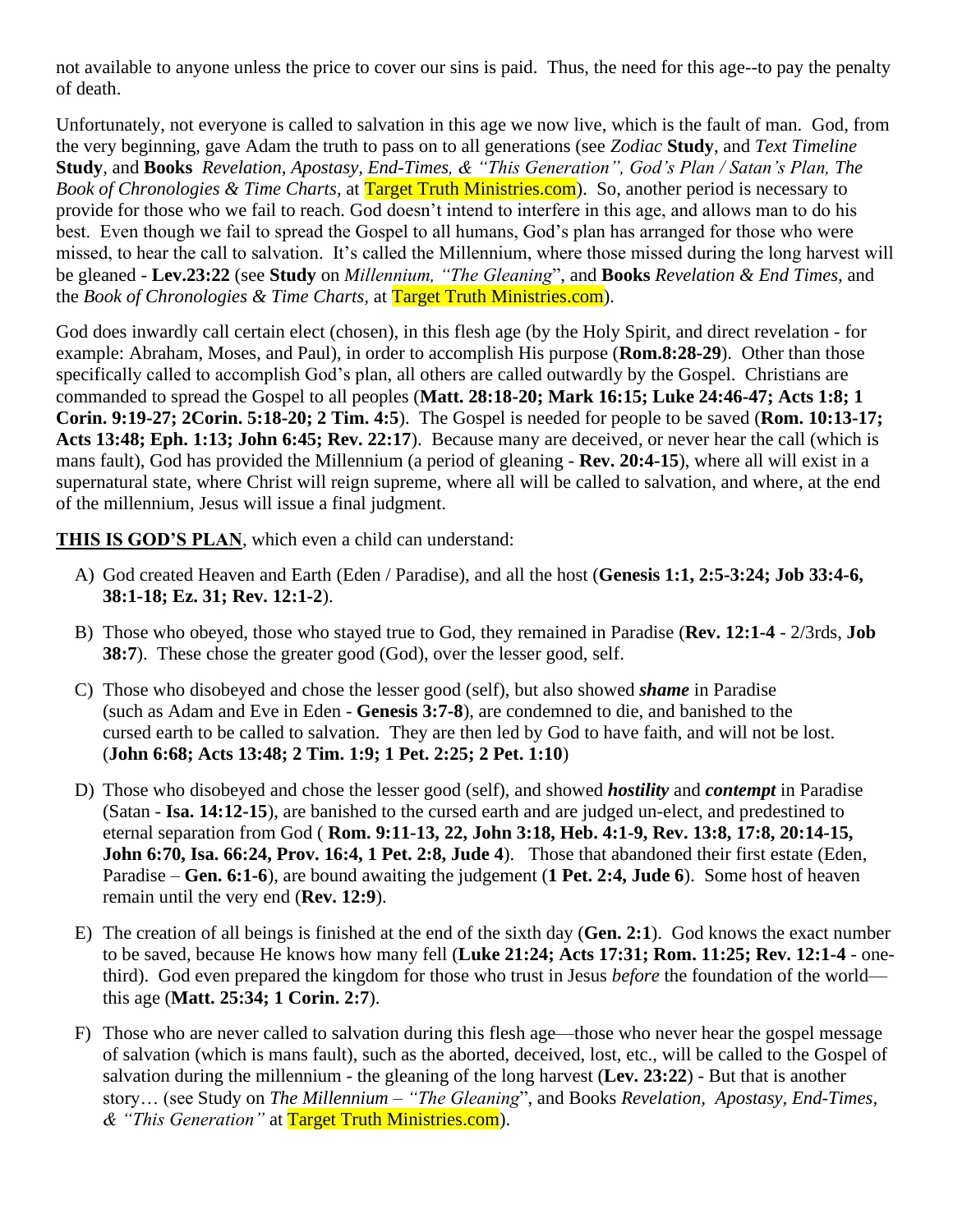not available to anyone unless the price to cover our sins is paid. Thus, the need for this age--to pay the penalty of death.

Unfortunately, not everyone is called to salvation in this age we now live, which is the fault of man. God, from the very beginning, gave Adam the truth to pass on to all generations (see *Zodiac* **Study**, and *Text Timeline* **Study**, and **Books** *Revelation, Apostasy, End-Times, & "This Generation", God's Plan / Satan's Plan, The Book of Chronologies & Time Charts,* at Target Truth Ministries.com). So, another period is necessary to provide for those who we fail to reach. God doesn't intend to interfere in this age, and allows man to do his best. Even though we fail to spread the Gospel to all humans, God's plan has arranged for those who were missed, to hear the call to salvation. It's called the Millennium, where those missed during the long harvest will be gleaned - **Lev.23:22** (see **Study** on *Millennium, "The Gleaning*", and **Books** *Revelation & End Times,* and the *Book of Chronologies & Time Charts,* at Target Truth Ministries.com).

God does inwardly call certain elect (chosen), in this flesh age (by the Holy Spirit, and direct revelation - for example: Abraham, Moses, and Paul), in order to accomplish His purpose (**Rom.8:28-29**). Other than those specifically called to accomplish God's plan, all others are called outwardly by the Gospel. Christians are commanded to spread the Gospel to all peoples (**Matt. 28:18-20; Mark 16:15; Luke 24:46-47; Acts 1:8; 1 Corin. 9:19-27; 2Corin. 5:18-20; 2 Tim. 4:5**). The Gospel is needed for people to be saved (**Rom. 10:13-17; Acts 13:48; Eph. 1:13; John 6:45; Rev. 22:17**). Because many are deceived, or never hear the call (which is mans fault), God has provided the Millennium (a period of gleaning - **Rev. 20:4-15**), where all will exist in a supernatural state, where Christ will reign supreme, where all will be called to salvation, and where, at the end of the millennium, Jesus will issue a final judgment.

**<u>THIS IS GOD'S PLAN</u>**, which even a child can understand:

A) God created Heaven and Earth (Eden / Paradise), and all the host (**Genesis 1:1, 2:5-3:24; Job 33:4-6, 38:1-18; Ez. 31; Rev. 12:1-2**).

B) Those who obeyed, those who stayed true to God, they remained in Paradise (**Rev. 12:1-4** - 2/3rds, **Job 38:7**). These chose the greater good (God), over the lesser good, self.

C) Those who disobeyed and chose the lesser good (self), but also showed ***shame*** in Paradise (such as Adam and Eve in Eden - **Genesis 3:7-8**), are condemned to die, and banished to the cursed earth to be called to salvation. They are then led by God to have faith, and will not be lost. (**John 6:68; Acts 13:48; 2 Tim. 1:9; 1 Pet. 2:25; 2 Pet. 1:10**)

D) Those who disobeyed and chose the lesser good (self), and showed ***hostility*** and ***contempt*** in Paradise (Satan - **Isa. 14:12-15**), are banished to the cursed earth and are judged un-elect, and predestined to eternal separation from God ( **Rom. 9:11-13, 22, John 3:18, Heb. 4:1-9, Rev. 13:8, 17:8, 20:14-15, John 6:70, Isa. 66:24, Prov. 16:4, 1 Pet. 2:8, Jude 4**). Those that abandoned their first estate (Eden, Paradise – **Gen. 6:1-6**), are bound awaiting the judgement (**1 Pet. 2:4, Jude 6**). Some host of heaven remain until the very end (**Rev. 12:9**).

E) The creation of all beings is finished at the end of the sixth day (**Gen. 2:1**). God knows the exact number to be saved, because He knows how many fell (**Luke 21:24; Acts 17:31; Rom. 11:25; Rev. 12:1-4** - one-third). God even prepared the kingdom for those who trust in Jesus *before* the foundation of the world—this age (**Matt. 25:34; 1 Corin. 2:7**).

F) Those who are never called to salvation during this flesh age—those who never hear the gospel message of salvation (which is mans fault), such as the aborted, deceived, lost, etc., will be called to the Gospel of salvation during the millennium - the gleaning of the long harvest (**Lev. 23:22**) - But that is another story… (see Study on *The Millennium – "The Gleaning*", and Books *Revelation, Apostasy, End-Times, & "This Generation"* at Target Truth Ministries.com).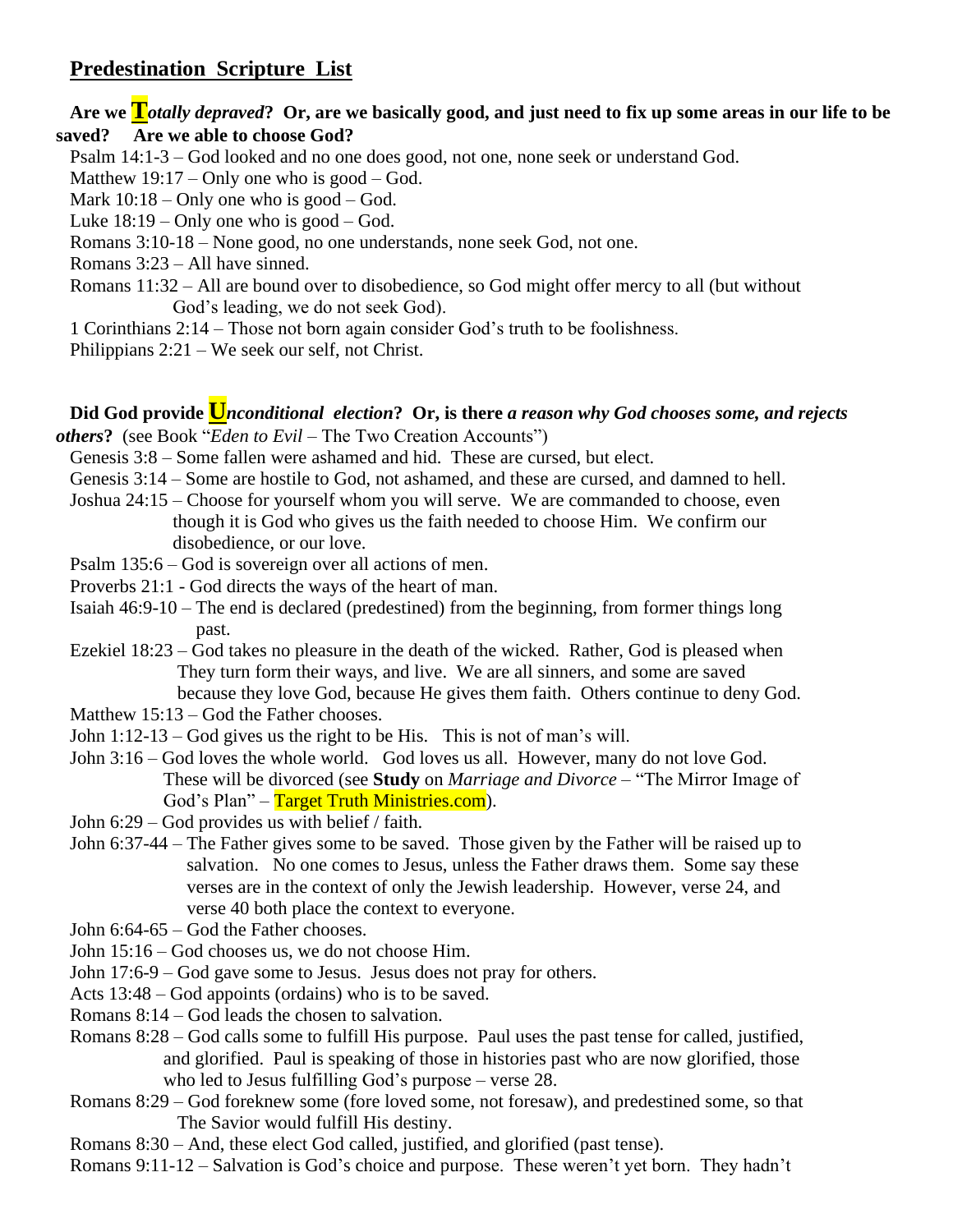## Predestination Scripture List

**Are we T*otally depraved*? Or, are we basically good, and just need to fix up some areas in our life to be saved? Are we able to choose God?**

Psalm 14:1-3 – God looked and no one does good, not one, none seek or understand God.
Matthew 19:17 – Only one who is good – God.
Mark 10:18 – Only one who is good – God.
Luke 18:19 – Only one who is good – God.
Romans 3:10-18 – None good, no one understands, none seek God, not one.
Romans 3:23 – All have sinned.
Romans 11:32 – All are bound over to disobedience, so God might offer mercy to all (but without God's leading, we do not seek God).
1 Corinthians 2:14 – Those not born again consider God's truth to be foolishness.
Philippians 2:21 – We seek our self, not Christ.

**Did God provide U*nconditional election*? Or, is there *a reason why God chooses some, and rejects others*?** (see Book "*Eden to Evil* – The Two Creation Accounts")

Genesis 3:8 – Some fallen were ashamed and hid. These are cursed, but elect.
Genesis 3:14 – Some are hostile to God, not ashamed, and these are cursed, and damned to hell.
Joshua 24:15 – Choose for yourself whom you will serve. We are commanded to choose, even though it is God who gives us the faith needed to choose Him. We confirm our disobedience, or our love.
Psalm 135:6 – God is sovereign over all actions of men.
Proverbs 21:1 - God directs the ways of the heart of man.
Isaiah 46:9-10 – The end is declared (predestined) from the beginning, from former things long past.
Ezekiel 18:23 – God takes no pleasure in the death of the wicked. Rather, God is pleased when They turn form their ways, and live. We are all sinners, and some are saved because they love God, because He gives them faith. Others continue to deny God.
Matthew 15:13 – God the Father chooses.
John 1:12-13 – God gives us the right to be His. This is not of man's will.
John 3:16 – God loves the whole world. God loves us all. However, many do not love God. These will be divorced (see **Study** on *Marriage and Divorce* – "The Mirror Image of God's Plan" – Target Truth Ministries.com).
John 6:29 – God provides us with belief / faith.
John 6:37-44 – The Father gives some to be saved. Those given by the Father will be raised up to salvation. No one comes to Jesus, unless the Father draws them. Some say these verses are in the context of only the Jewish leadership. However, verse 24, and verse 40 both place the context to everyone.
John 6:64-65 – God the Father chooses.
John 15:16 – God chooses us, we do not choose Him.
John 17:6-9 – God gave some to Jesus. Jesus does not pray for others.
Acts 13:48 – God appoints (ordains) who is to be saved.
Romans 8:14 – God leads the chosen to salvation.
Romans 8:28 – God calls some to fulfill His purpose. Paul uses the past tense for called, justified, and glorified. Paul is speaking of those in histories past who are now glorified, those who led to Jesus fulfilling God's purpose – verse 28.
Romans 8:29 – God foreknew some (fore loved some, not foresaw), and predestined some, so that The Savior would fulfill His destiny.
Romans 8:30 – And, these elect God called, justified, and glorified (past tense).
Romans 9:11-12 – Salvation is God's choice and purpose. These weren't yet born. They hadn't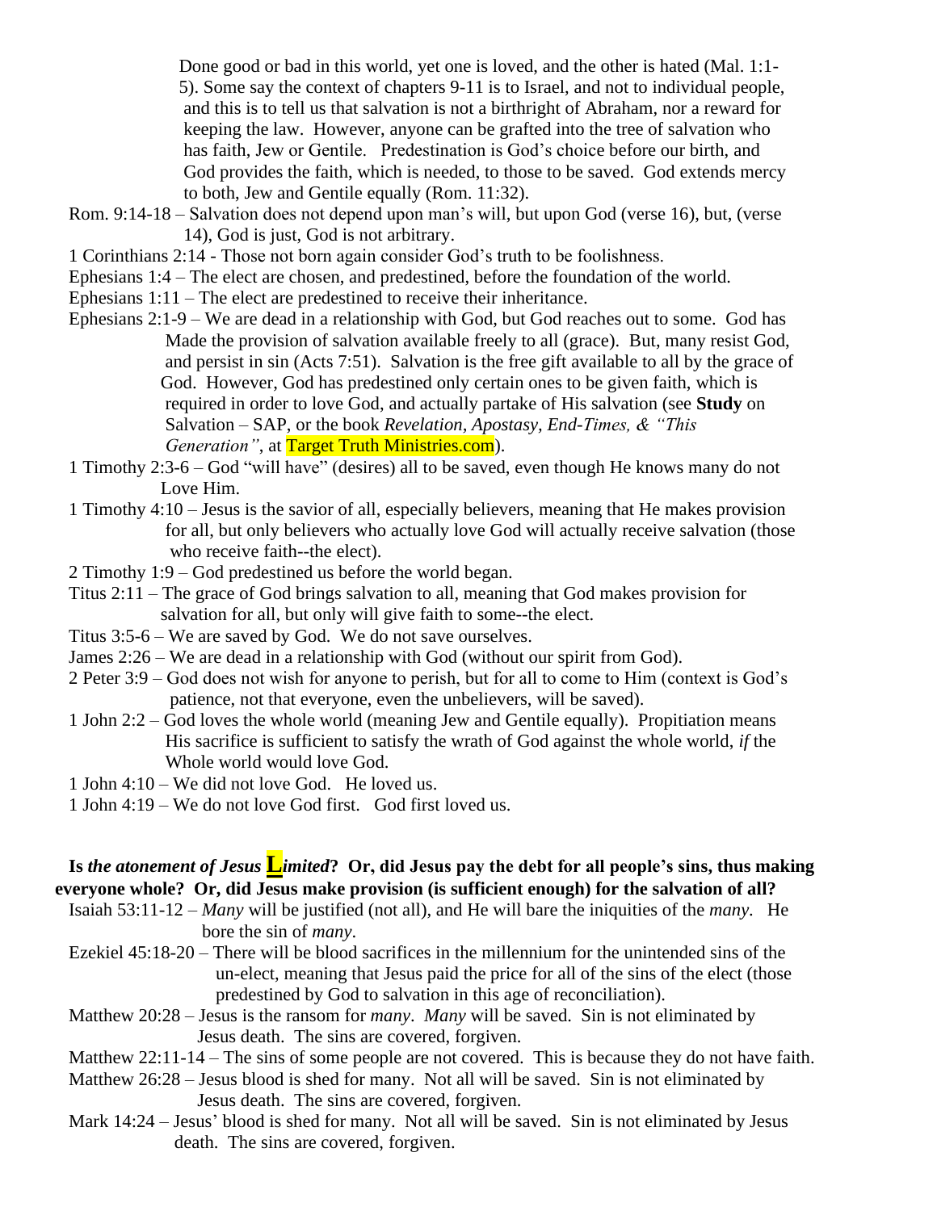Done good or bad in this world, yet one is loved, and the other is hated (Mal. 1:1-5). Some say the context of chapters 9-11 is to Israel, and not to individual people, and this is to tell us that salvation is not a birthright of Abraham, nor a reward for keeping the law. However, anyone can be grafted into the tree of salvation who has faith, Jew or Gentile. Predestination is God's choice before our birth, and God provides the faith, which is needed, to those to be saved. God extends mercy to both, Jew and Gentile equally (Rom. 11:32).

Rom. 9:14-18 – Salvation does not depend upon man's will, but upon God (verse 16), but, (verse 14), God is just, God is not arbitrary.

1 Corinthians 2:14 - Those not born again consider God's truth to be foolishness.

Ephesians 1:4 – The elect are chosen, and predestined, before the foundation of the world.

Ephesians 1:11 – The elect are predestined to receive their inheritance.

Ephesians 2:1-9 – We are dead in a relationship with God, but God reaches out to some. God has Made the provision of salvation available freely to all (grace). But, many resist God, and persist in sin (Acts 7:51). Salvation is the free gift available to all by the grace of God. However, God has predestined only certain ones to be given faith, which is required in order to love God, and actually partake of His salvation (see **Study** on Salvation – SAP, or the book *Revelation, Apostasy, End-Times, & "This Generation"*, at Target Truth Ministries.com).

1 Timothy 2:3-6 – God "will have" (desires) all to be saved, even though He knows many do not Love Him.

1 Timothy 4:10 – Jesus is the savior of all, especially believers, meaning that He makes provision for all, but only believers who actually love God will actually receive salvation (those who receive faith--the elect).

2 Timothy 1:9 – God predestined us before the world began.

Titus 2:11 – The grace of God brings salvation to all, meaning that God makes provision for salvation for all, but only will give faith to some--the elect.

Titus 3:5-6 – We are saved by God. We do not save ourselves.

James 2:26 – We are dead in a relationship with God (without our spirit from God).

2 Peter 3:9 – God does not wish for anyone to perish, but for all to come to Him (context is God's patience, not that everyone, even the unbelievers, will be saved).

1 John 2:2 – God loves the whole world (meaning Jew and Gentile equally). Propitiation means His sacrifice is sufficient to satisfy the wrath of God against the whole world, *if* the Whole world would love God.

1 John 4:10 – We did not love God. He loved us.

1 John 4:19 – We do not love God first. God first loved us.

**Is *the atonement of Jesus* L*imited*? Or, did Jesus pay the debt for all people's sins, thus making everyone whole? Or, did Jesus make provision (is sufficient enough) for the salvation of all?**

Isaiah 53:11-12 – *Many* will be justified (not all), and He will bare the iniquities of the *many*. He bore the sin of *many*.

Ezekiel 45:18-20 – There will be blood sacrifices in the millennium for the unintended sins of the un-elect, meaning that Jesus paid the price for all of the sins of the elect (those predestined by God to salvation in this age of reconciliation).

Matthew 20:28 – Jesus is the ransom for *many*. *Many* will be saved. Sin is not eliminated by Jesus death. The sins are covered, forgiven.

Matthew 22:11-14 – The sins of some people are not covered. This is because they do not have faith.

Matthew 26:28 – Jesus blood is shed for many. Not all will be saved. Sin is not eliminated by Jesus death. The sins are covered, forgiven.

Mark 14:24 – Jesus' blood is shed for many. Not all will be saved. Sin is not eliminated by Jesus death. The sins are covered, forgiven.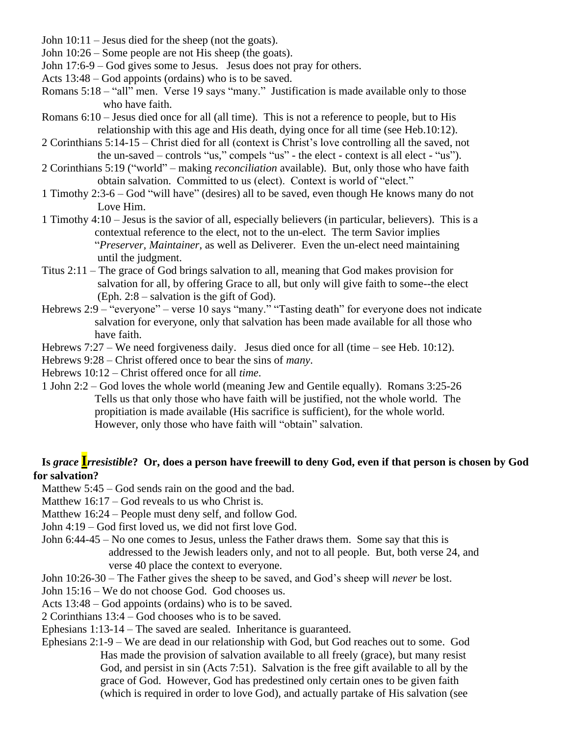John 10:11 – Jesus died for the sheep (not the goats).
John 10:26 – Some people are not His sheep (the goats).
John 17:6-9 – God gives some to Jesus. Jesus does not pray for others.
Acts 13:48 – God appoints (ordains) who is to be saved.
Romans 5:18 – "all" men. Verse 19 says "many." Justification is made available only to those who have faith.
Romans 6:10 – Jesus died once for all (all time). This is not a reference to people, but to His relationship with this age and His death, dying once for all time (see Heb.10:12).
2 Corinthians 5:14-15 – Christ died for all (context is Christ's love controlling all the saved, not the un-saved – controls "us," compels "us" - the elect - context is all elect - "us").
2 Corinthians 5:19 ("world" – making *reconciliation* available). But, only those who have faith obtain salvation. Committed to us (elect). Context is world of "elect."
1 Timothy 2:3-6 – God "will have" (desires) all to be saved, even though He knows many do not Love Him.
1 Timothy 4:10 – Jesus is the savior of all, especially believers (in particular, believers). This is a contextual reference to the elect, not to the un-elect. The term Savior implies "*Preserver, Maintainer*, as well as Deliverer. Even the un-elect need maintaining until the judgment.
Titus 2:11 – The grace of God brings salvation to all, meaning that God makes provision for salvation for all, by offering Grace to all, but only will give faith to some--the elect (Eph. 2:8 – salvation is the gift of God).
Hebrews 2:9 – "everyone" – verse 10 says "many." "Tasting death" for everyone does not indicate salvation for everyone, only that salvation has been made available for all those who have faith.
Hebrews 7:27 – We need forgiveness daily. Jesus died once for all (time – see Heb. 10:12).
Hebrews 9:28 – Christ offered once to bear the sins of *many*.
Hebrews 10:12 – Christ offered once for all *time*.
1 John 2:2 – God loves the whole world (meaning Jew and Gentile equally). Romans 3:25-26 Tells us that only those who have faith will be justified, not the whole world. The propitiation is made available (His sacrifice is sufficient), for the whole world. However, only those who have faith will "obtain" salvation.

**Is *grace* I*rresistible*? Or, does a person have freewill to deny God, even if that person is chosen by God for salvation?**

Matthew 5:45 – God sends rain on the good and the bad.
Matthew 16:17 – God reveals to us who Christ is.
Matthew 16:24 – People must deny self, and follow God.
John 4:19 – God first loved us, we did not first love God.
John 6:44-45 – No one comes to Jesus, unless the Father draws them. Some say that this is addressed to the Jewish leaders only, and not to all people. But, both verse 24, and verse 40 place the context to everyone.
John 10:26-30 – The Father gives the sheep to be saved, and God's sheep will *never* be lost.
John 15:16 – We do not choose God. God chooses us.
Acts 13:48 – God appoints (ordains) who is to be saved.
2 Corinthians 13:4 – God chooses who is to be saved.
Ephesians 1:13-14 – The saved are sealed. Inheritance is guaranteed.
Ephesians 2:1-9 – We are dead in our relationship with God, but God reaches out to some. God Has made the provision of salvation available to all freely (grace), but many resist God, and persist in sin (Acts 7:51). Salvation is the free gift available to all by the grace of God. However, God has predestined only certain ones to be given faith (which is required in order to love God), and actually partake of His salvation (see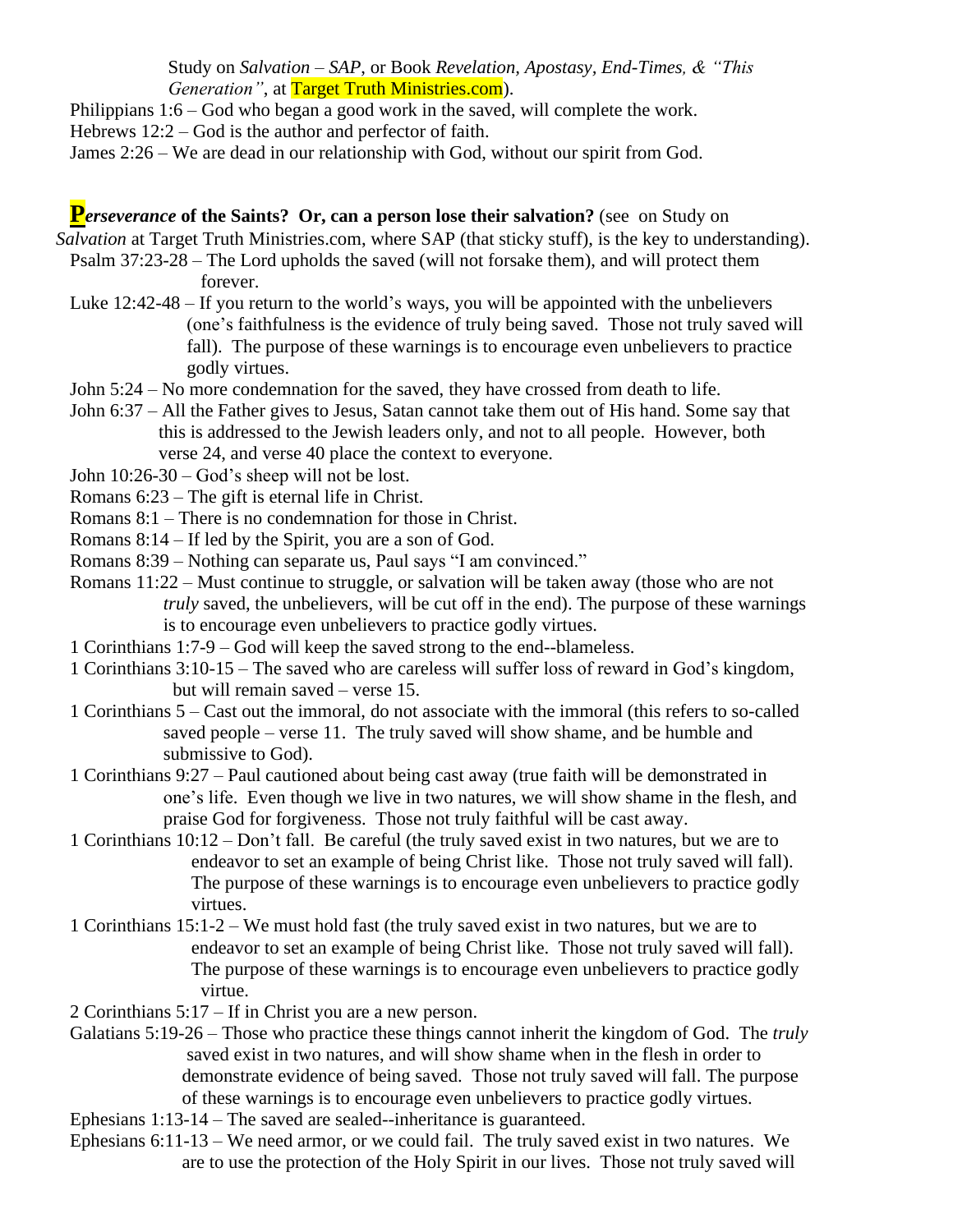Study on *Salvation – SAP*, or Book *Revelation, Apostasy, End-Times, & "This Generation"*, at Target Truth Ministries.com).

Philippians 1:6 – God who began a good work in the saved, will complete the work.
Hebrews 12:2 – God is the author and perfector of faith.
James 2:26 – We are dead in our relationship with God, without our spirit from God.

**P*erseverance* of the Saints? Or, can a person lose their salvation?** (see on Study on *Salvation* at Target Truth Ministries.com, where SAP (that sticky stuff), is the key to understanding).

Psalm 37:23-28 – The Lord upholds the saved (will not forsake them), and will protect them forever.

Luke 12:42-48 – If you return to the world's ways, you will be appointed with the unbelievers (one's faithfulness is the evidence of truly being saved. Those not truly saved will fall). The purpose of these warnings is to encourage even unbelievers to practice godly virtues.

John 5:24 – No more condemnation for the saved, they have crossed from death to life.

John 6:37 – All the Father gives to Jesus, Satan cannot take them out of His hand. Some say that this is addressed to the Jewish leaders only, and not to all people. However, both verse 24, and verse 40 place the context to everyone.

John 10:26-30 – God's sheep will not be lost.

Romans 6:23 – The gift is eternal life in Christ.

Romans 8:1 – There is no condemnation for those in Christ.

Romans 8:14 – If led by the Spirit, you are a son of God.

Romans 8:39 – Nothing can separate us, Paul says "I am convinced."

Romans 11:22 – Must continue to struggle, or salvation will be taken away (those who are not *truly* saved, the unbelievers, will be cut off in the end). The purpose of these warnings is to encourage even unbelievers to practice godly virtues.

1 Corinthians 1:7-9 – God will keep the saved strong to the end--blameless.

1 Corinthians 3:10-15 – The saved who are careless will suffer loss of reward in God's kingdom, but will remain saved – verse 15.

1 Corinthians 5 – Cast out the immoral, do not associate with the immoral (this refers to so-called saved people – verse 11. The truly saved will show shame, and be humble and submissive to God).

1 Corinthians 9:27 – Paul cautioned about being cast away (true faith will be demonstrated in one's life. Even though we live in two natures, we will show shame in the flesh, and praise God for forgiveness. Those not truly faithful will be cast away.

1 Corinthians 10:12 – Don't fall. Be careful (the truly saved exist in two natures, but we are to endeavor to set an example of being Christ like. Those not truly saved will fall). The purpose of these warnings is to encourage even unbelievers to practice godly virtues.

1 Corinthians 15:1-2 – We must hold fast (the truly saved exist in two natures, but we are to endeavor to set an example of being Christ like. Those not truly saved will fall). The purpose of these warnings is to encourage even unbelievers to practice godly virtue.

2 Corinthians 5:17 – If in Christ you are a new person.

Galatians 5:19-26 – Those who practice these things cannot inherit the kingdom of God. The *truly* saved exist in two natures, and will show shame when in the flesh in order to demonstrate evidence of being saved. Those not truly saved will fall. The purpose of these warnings is to encourage even unbelievers to practice godly virtues.

Ephesians 1:13-14 – The saved are sealed--inheritance is guaranteed.

Ephesians 6:11-13 – We need armor, or we could fail. The truly saved exist in two natures. We are to use the protection of the Holy Spirit in our lives. Those not truly saved will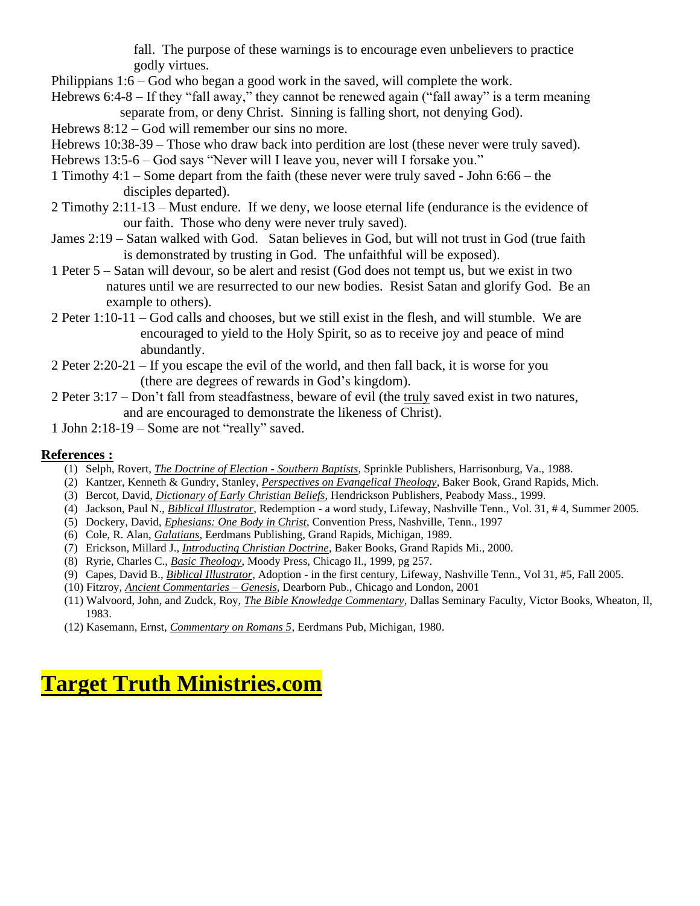fall. The purpose of these warnings is to encourage even unbelievers to practice godly virtues.

Philippians 1:6 – God who began a good work in the saved, will complete the work.

Hebrews 6:4-8 – If they "fall away," they cannot be renewed again ("fall away" is a term meaning separate from, or deny Christ. Sinning is falling short, not denying God).

Hebrews 8:12 – God will remember our sins no more.

Hebrews 10:38-39 – Those who draw back into perdition are lost (these never were truly saved).

Hebrews 13:5-6 – God says "Never will I leave you, never will I forsake you."

1 Timothy 4:1 – Some depart from the faith (these never were truly saved - John 6:66 – the disciples departed).

2 Timothy 2:11-13 – Must endure. If we deny, we loose eternal life (endurance is the evidence of our faith. Those who deny were never truly saved).

James 2:19 – Satan walked with God. Satan believes in God, but will not trust in God (true faith is demonstrated by trusting in God. The unfaithful will be exposed).

1 Peter 5 – Satan will devour, so be alert and resist (God does not tempt us, but we exist in two natures until we are resurrected to our new bodies. Resist Satan and glorify God. Be an example to others).

2 Peter 1:10-11 – God calls and chooses, but we still exist in the flesh, and will stumble. We are encouraged to yield to the Holy Spirit, so as to receive joy and peace of mind abundantly.

2 Peter 2:20-21 – If you escape the evil of the world, and then fall back, it is worse for you (there are degrees of rewards in God's kingdom).

2 Peter 3:17 – Don't fall from steadfastness, beware of evil (the <u>truly</u> saved exist in two natures, and are encouraged to demonstrate the likeness of Christ).

1 John 2:18-19 – Some are not "really" saved.

**<u>References :</u>**

(1) Selph, Rovert, *<u>The Doctrine of Election - Southern Baptists</u>*, Sprinkle Publishers, Harrisonburg, Va., 1988.
(2) Kantzer, Kenneth & Gundry, Stanley, *<u>Perspectives on Evangelical Theology</u>*, Baker Book, Grand Rapids, Mich.
(3) Bercot, David, *<u>Dictionary of Early Christian Beliefs</u>*, Hendrickson Publishers, Peabody Mass., 1999.
(4) Jackson, Paul N., *<u>Biblical Illustrator</u>*, Redemption - a word study, Lifeway, Nashville Tenn., Vol. 31, # 4, Summer 2005.
(5) Dockery, David, *<u>Ephesians: One Body in Christ</u>*, Convention Press, Nashville, Tenn., 1997
(6) Cole, R. Alan, *<u>Galatians</u>*, Eerdmans Publishing, Grand Rapids, Michigan, 1989.
(7) Erickson, Millard J., *<u>Introducting Christian Doctrine</u>*, Baker Books, Grand Rapids Mi., 2000.
(8) Ryrie, Charles C., *<u>Basic Theology</u>*, Moody Press, Chicago Il., 1999, pg 257.
(9) Capes, David B., *<u>Biblical Illustrator</u>*, Adoption - in the first century, Lifeway, Nashville Tenn., Vol 31, #5, Fall 2005.
(10) Fitzroy, *<u>Ancient Commentaries – Genesis</u>*, Dearborn Pub., Chicago and London, 2001
(11) Walvoord, John, and Zudck, Roy, *<u>The Bible Knowledge Commentary</u>*, Dallas Seminary Faculty, Victor Books, Wheaton, Il, 1983.
(12) Kasemann, Ernst, *<u>Commentary on Romans 5</u>*, Eerdmans Pub, Michigan, 1980.

# <u>Target Truth Ministries.com</u>